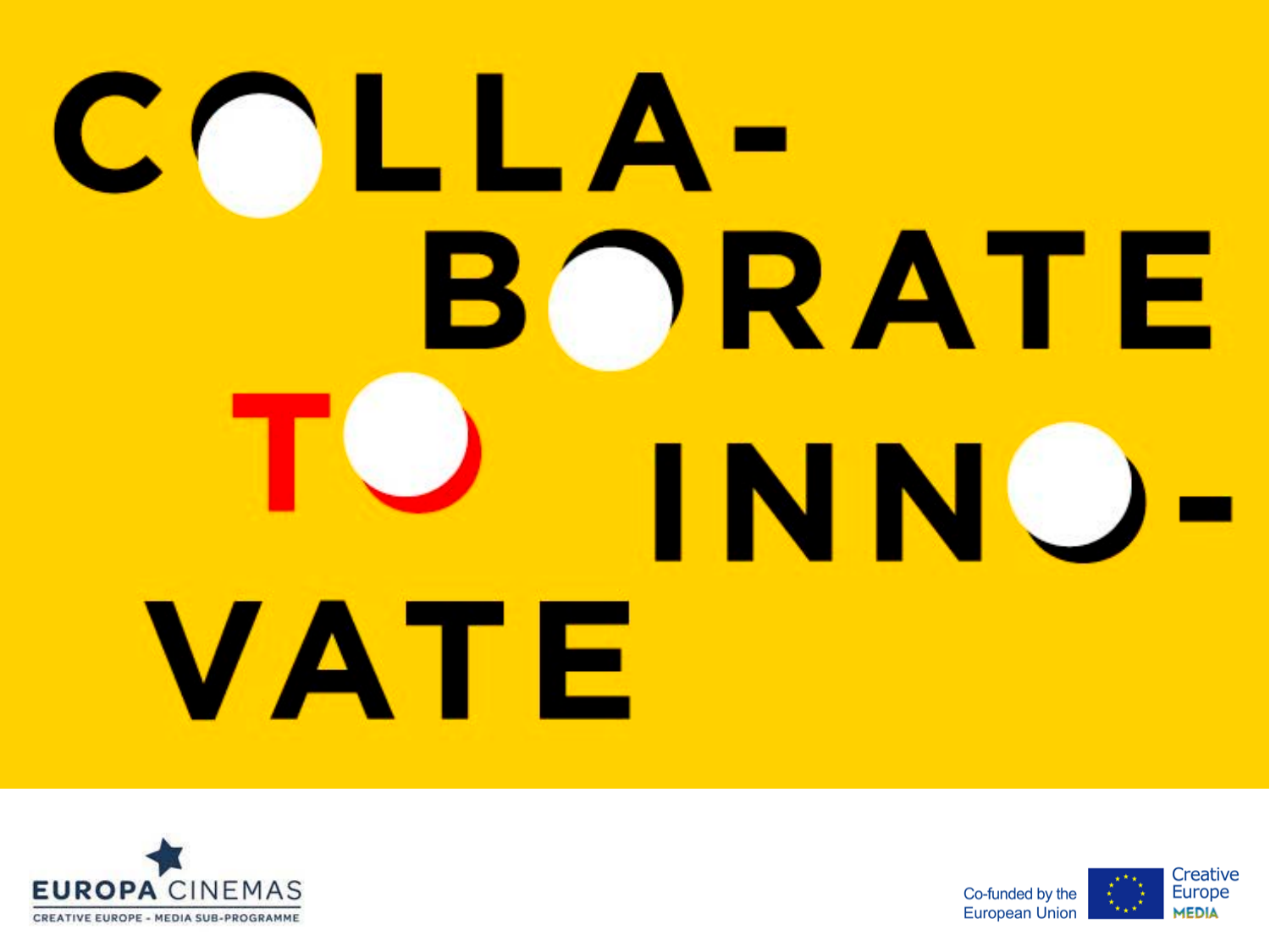# COLLA-BORATE TO INNO-VATE

EUROPA CINEMAS
CREATIVE EUROPE - MEDIA SUB-PROGRAMME

Co-funded by the European Union

Creative Europe MEDIA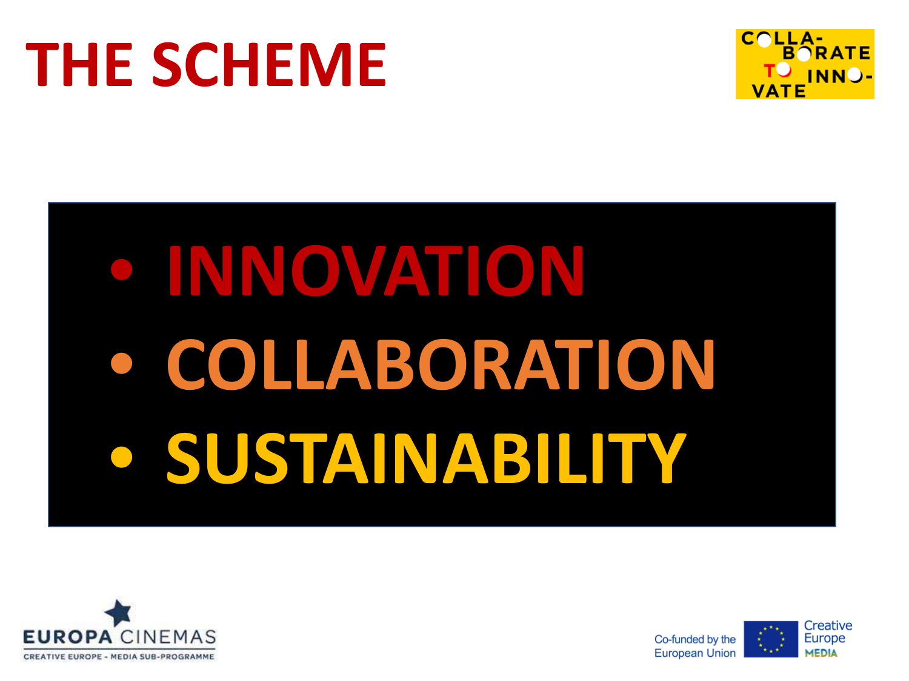# THE SCHEME

- **INNOVATION**
- **COLLABORATION**
- **SUSTAINABILITY**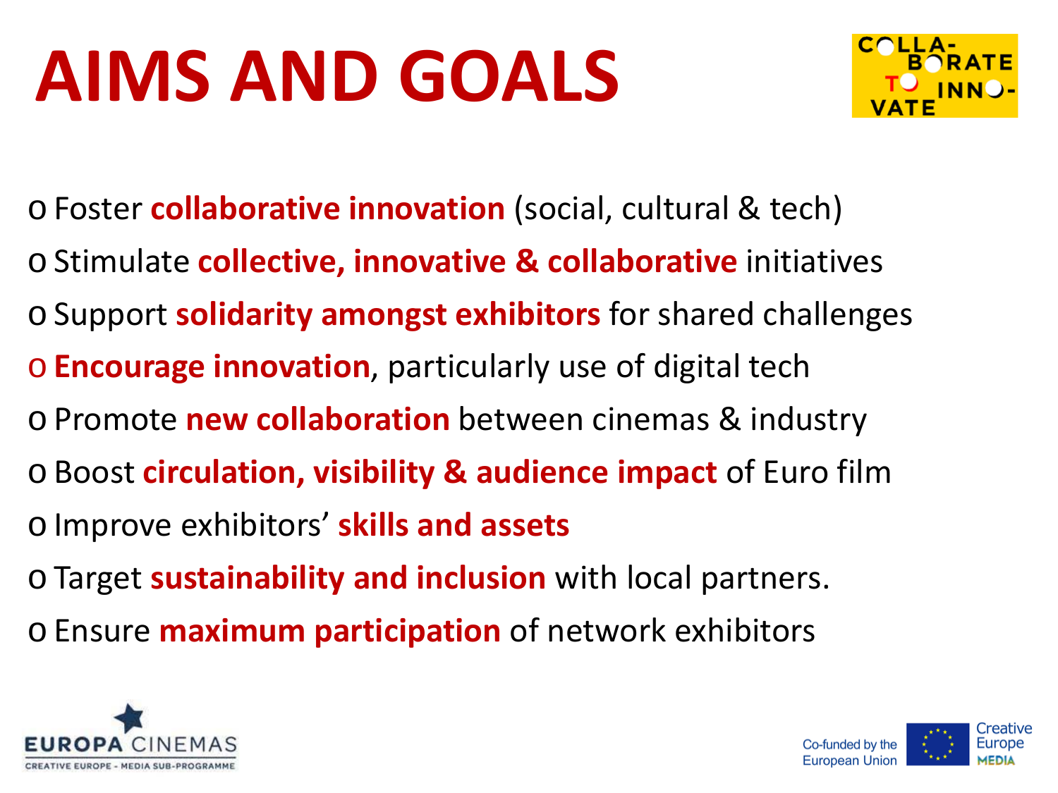# AIMS AND GOALS

- Foster **collaborative innovation** (social, cultural & tech)
- Stimulate **collective, innovative & collaborative** initiatives
- Support **solidarity amongst exhibitors** for shared challenges
- **Encourage innovation**, particularly use of digital tech
- Promote **new collaboration** between cinemas & industry
- Boost **circulation, visibility & audience impact** of Euro film
- Improve exhibitors' **skills and assets**
- Target **sustainability and inclusion** with local partners.
- Ensure **maximum participation** of network exhibitors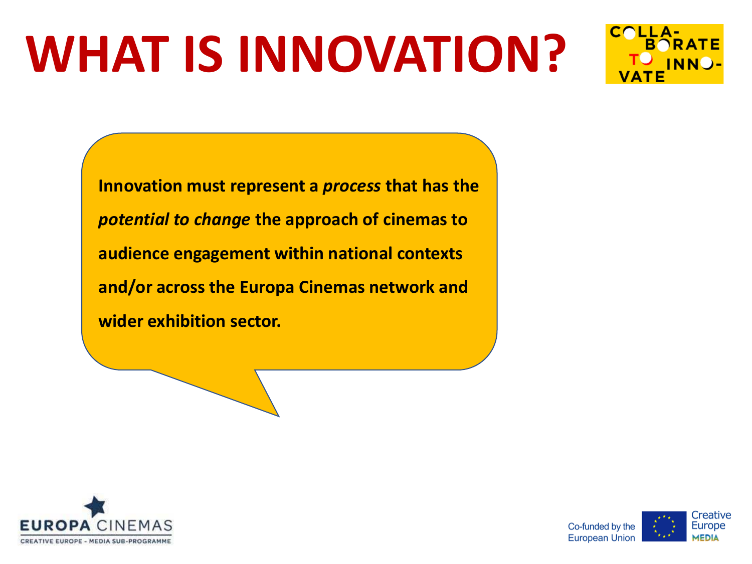# WHAT IS INNOVATION?

**Innovation must represent a *process* that has the *potential to change* the approach of cinemas to audience engagement within national contexts and/or across the Europa Cinemas network and wider exhibition sector.**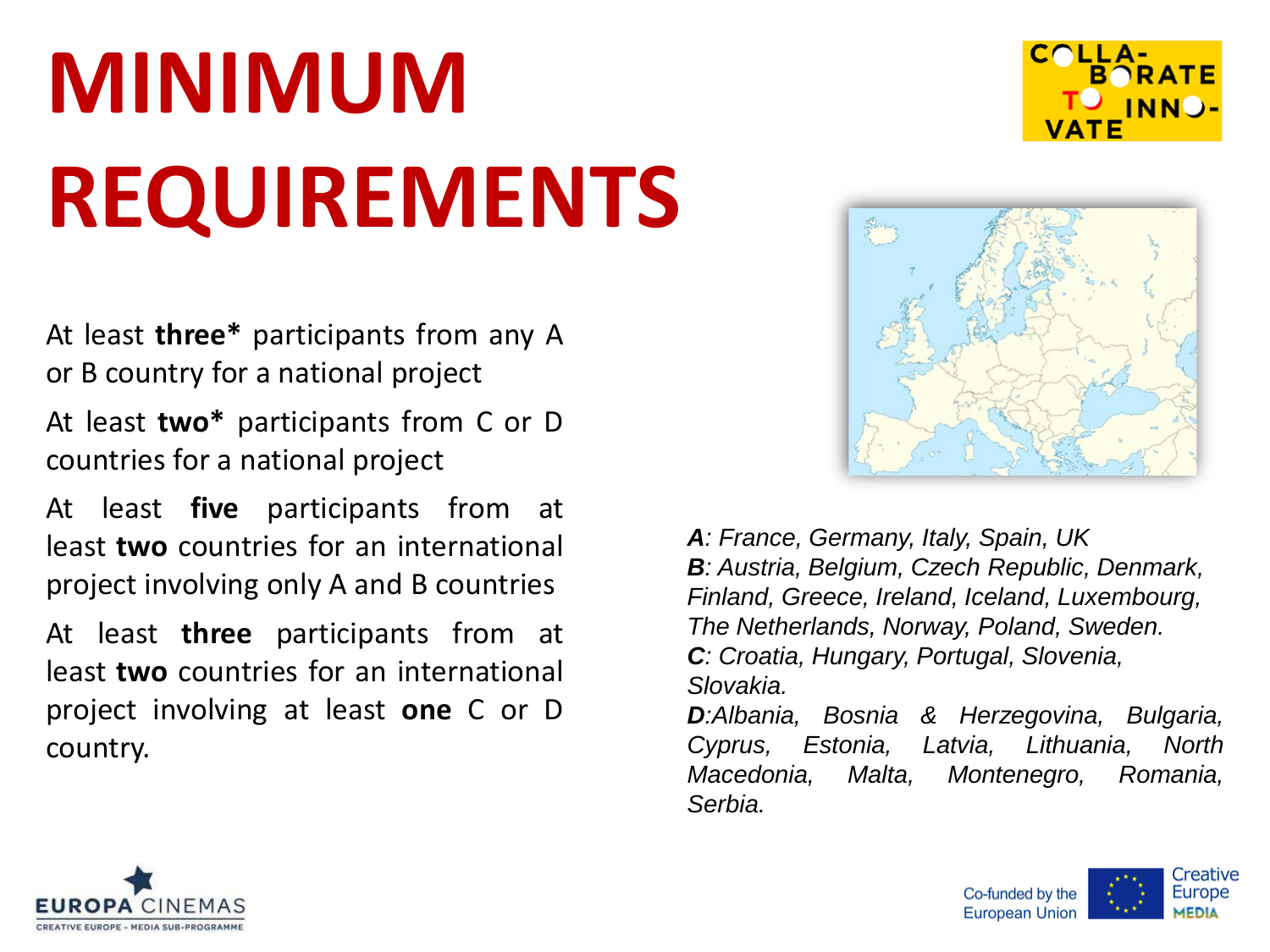# MINIMUM REQUIREMENTS

At least **three*** participants from any A or B country for a national project

At least **two*** participants from C or D countries for a national project

At least **five** participants from at least **two** countries for an international project involving only A and B countries

At least **three** participants from at least **two** countries for an international project involving at least **one** C or D country.

***A**: France, Germany, Italy, Spain, UK*
***B**: Austria, Belgium, Czech Republic, Denmark, Finland, Greece, Ireland, Iceland, Luxembourg, The Netherlands, Norway, Poland, Sweden.*
***C**: Croatia, Hungary, Portugal, Slovenia, Slovakia.*
***D**:Albania, Bosnia & Herzegovina, Bulgaria, Cyprus, Estonia, Latvia, Lithuania, North Macedonia, Malta, Montenegro, Romania, Serbia.*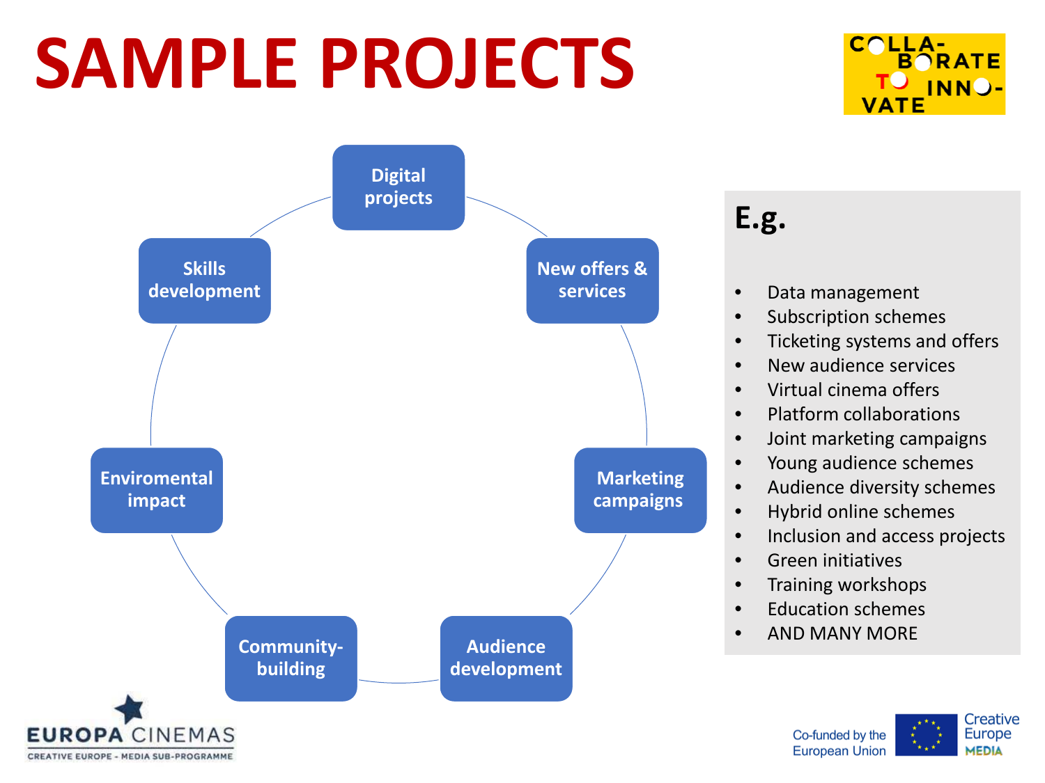# SAMPLE PROJECTS

- Digital projects
- New offers & services
- Marketing campaigns
- Audience development
- Community-building
- Enviromental impact
- Skills development

## E.g.

- Data management
- Subscription schemes
- Ticketing systems and offers
- New audience services
- Virtual cinema offers
- Platform collaborations
- Joint marketing campaigns
- Young audience schemes
- Audience diversity schemes
- Hybrid online schemes
- Inclusion and access projects
- Green initiatives
- Training workshops
- Education schemes
- AND MANY MORE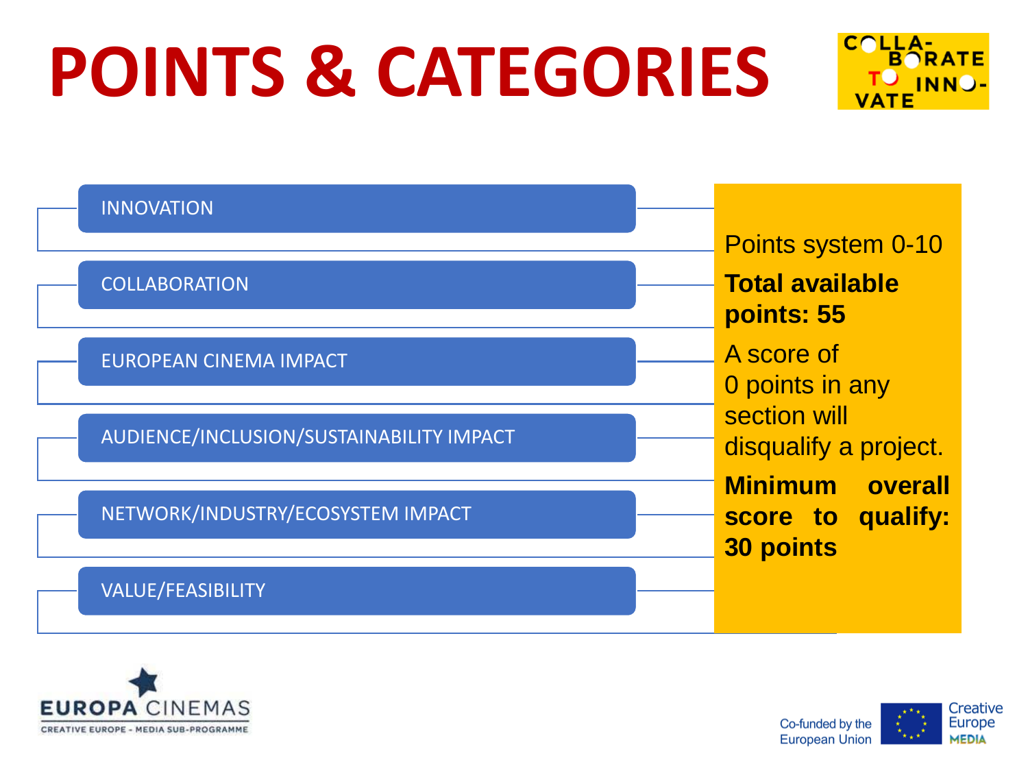# POINTS & CATEGORIES

- INNOVATION
- COLLABORATION
- EUROPEAN CINEMA IMPACT
- AUDIENCE/INCLUSION/SUSTAINABILITY IMPACT
- NETWORK/INDUSTRY/ECOSYSTEM IMPACT
- VALUE/FEASIBILITY

Points system 0-10

**Total available points: 55**

A score of 0 points in any section will disqualify a project.

**Minimum overall score to qualify: 30 points**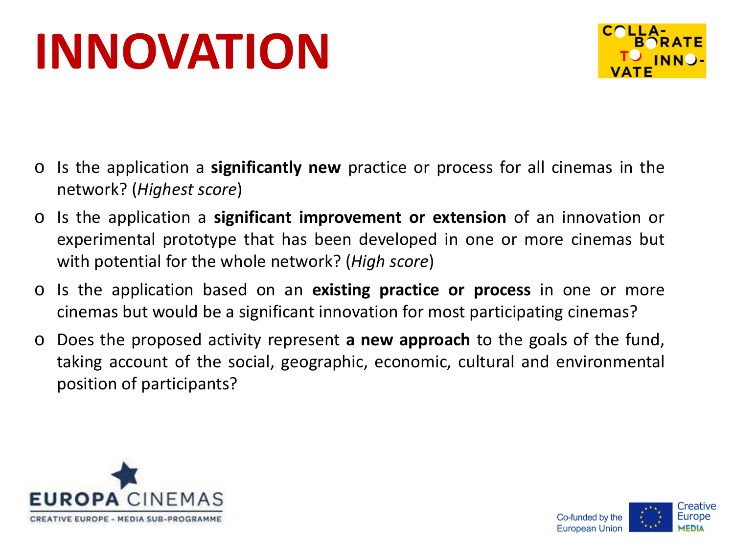# INNOVATION

- Is the application a **significantly new** practice or process for all cinemas in the network? (*Highest score*)
- Is the application a **significant improvement or extension** of an innovation or experimental prototype that has been developed in one or more cinemas but with potential for the whole network? (*High score*)
- Is the application based on an **existing practice or process** in one or more cinemas but would be a significant innovation for most participating cinemas?
- Does the proposed activity represent **a new approach** to the goals of the fund, taking account of the social, geographic, economic, cultural and environmental position of participants?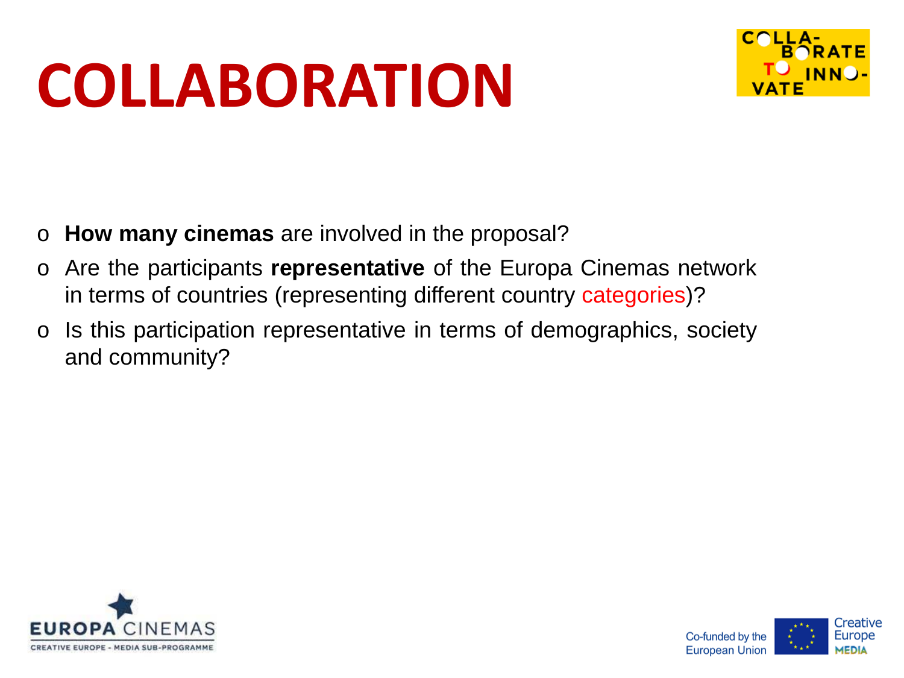# COLLABORATION

- **How many cinemas** are involved in the proposal?
- Are the participants **representative** of the Europa Cinemas network in terms of countries (representing different country categories)?
- Is this participation representative in terms of demographics, society and community?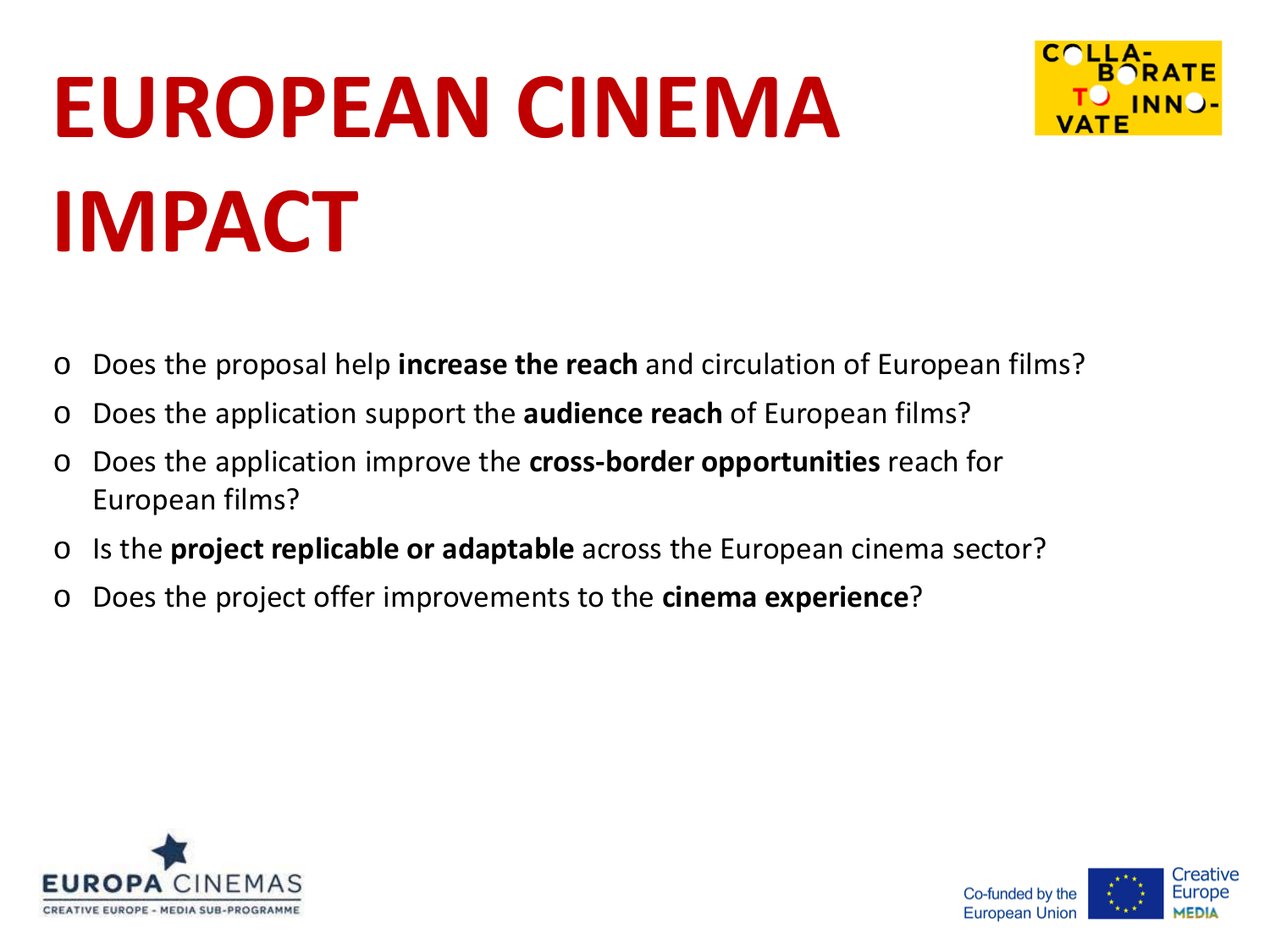# EUROPEAN CINEMA IMPACT

- Does the proposal help **increase the reach** and circulation of European films?
- Does the application support the **audience reach** of European films?
- Does the application improve the **cross-border opportunities** reach for European films?
- Is the **project replicable or adaptable** across the European cinema sector?
- Does the project offer improvements to the **cinema experience**?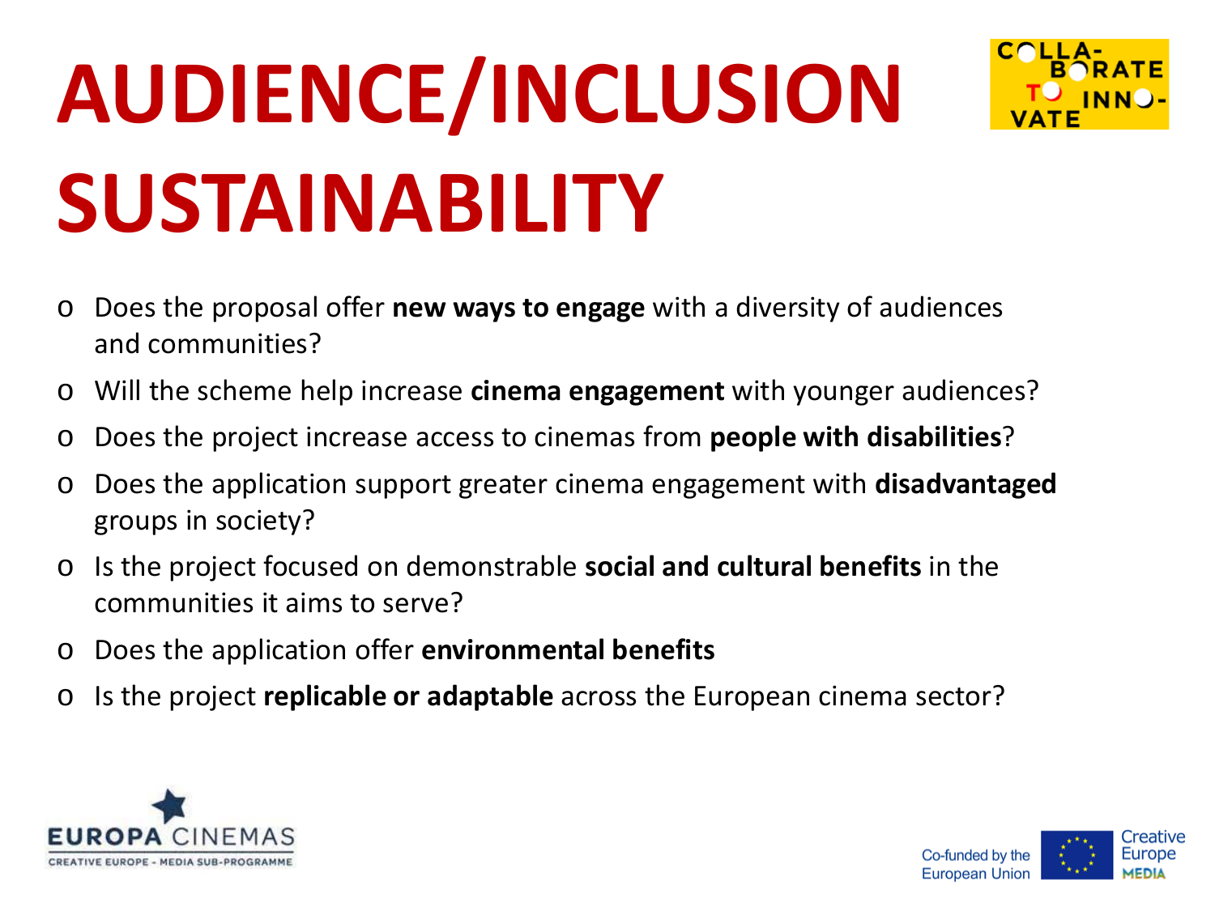# AUDIENCE/INCLUSION SUSTAINABILITY

- Does the proposal offer **new ways to engage** with a diversity of audiences and communities?
- Will the scheme help increase **cinema engagement** with younger audiences?
- Does the project increase access to cinemas from **people with disabilities**?
- Does the application support greater cinema engagement with **disadvantaged** groups in society?
- Is the project focused on demonstrable **social and cultural benefits** in the communities it aims to serve?
- Does the application offer **environmental benefits**
- Is the project **replicable or adaptable** across the European cinema sector?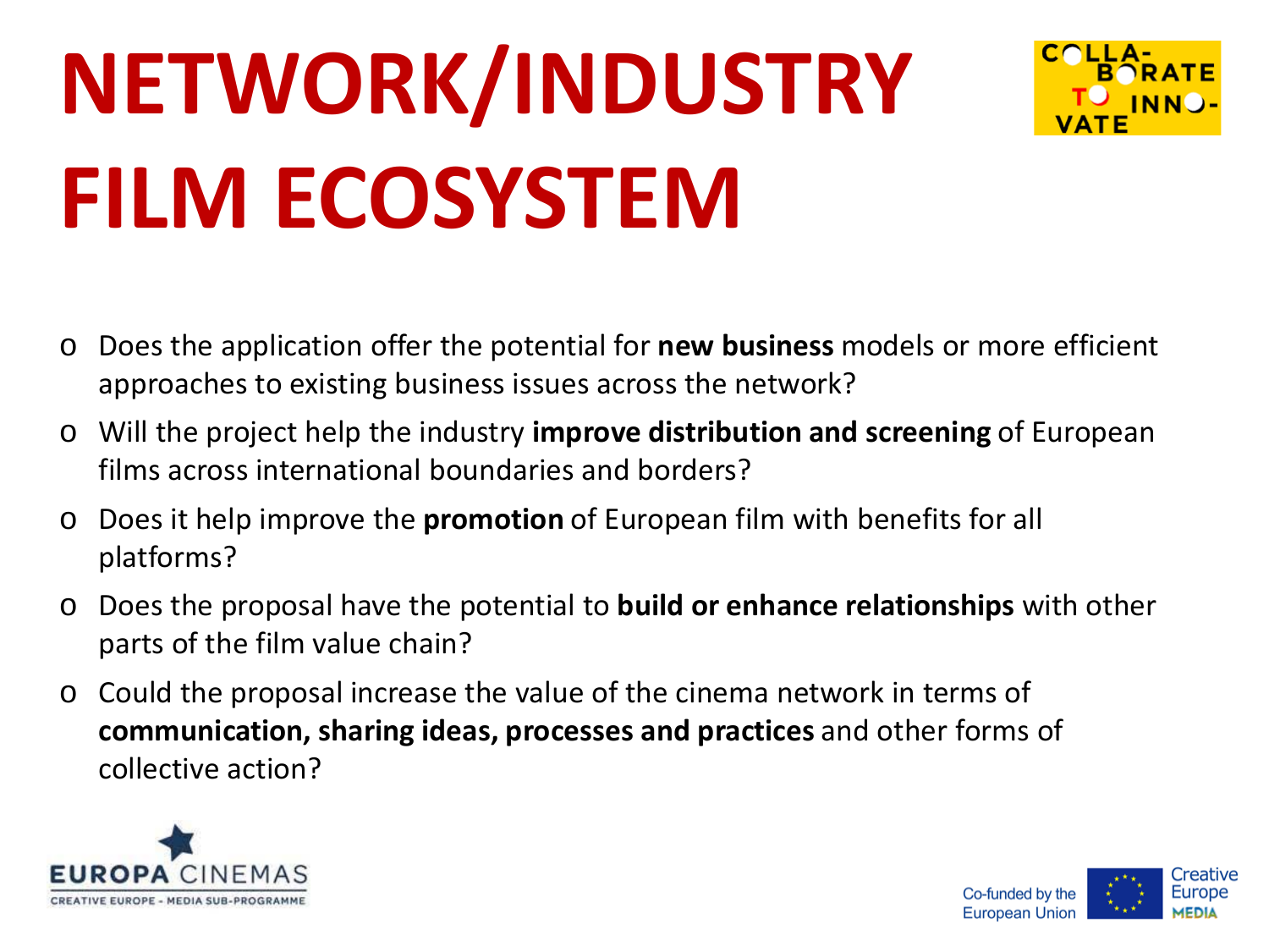# NETWORK/INDUSTRY FILM ECOSYSTEM

- Does the application offer the potential for **new business** models or more efficient approaches to existing business issues across the network?
- Will the project help the industry **improve distribution and screening** of European films across international boundaries and borders?
- Does it help improve the **promotion** of European film with benefits for all platforms?
- Does the proposal have the potential to **build or enhance relationships** with other parts of the film value chain?
- Could the proposal increase the value of the cinema network in terms of **communication, sharing ideas, processes and practices** and other forms of collective action?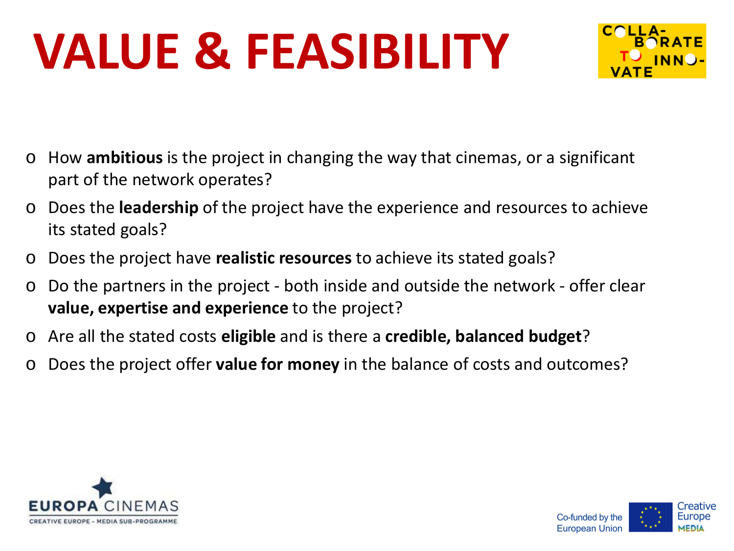# VALUE & FEASIBILITY

- How **ambitious** is the project in changing the way that cinemas, or a significant part of the network operates?
- Does the **leadership** of the project have the experience and resources to achieve its stated goals?
- Does the project have **realistic resources** to achieve its stated goals?
- Do the partners in the project - both inside and outside the network - offer clear **value, expertise and experience** to the project?
- Are all the stated costs **eligible** and is there a **credible, balanced budget**?
- Does the project offer **value for money** in the balance of costs and outcomes?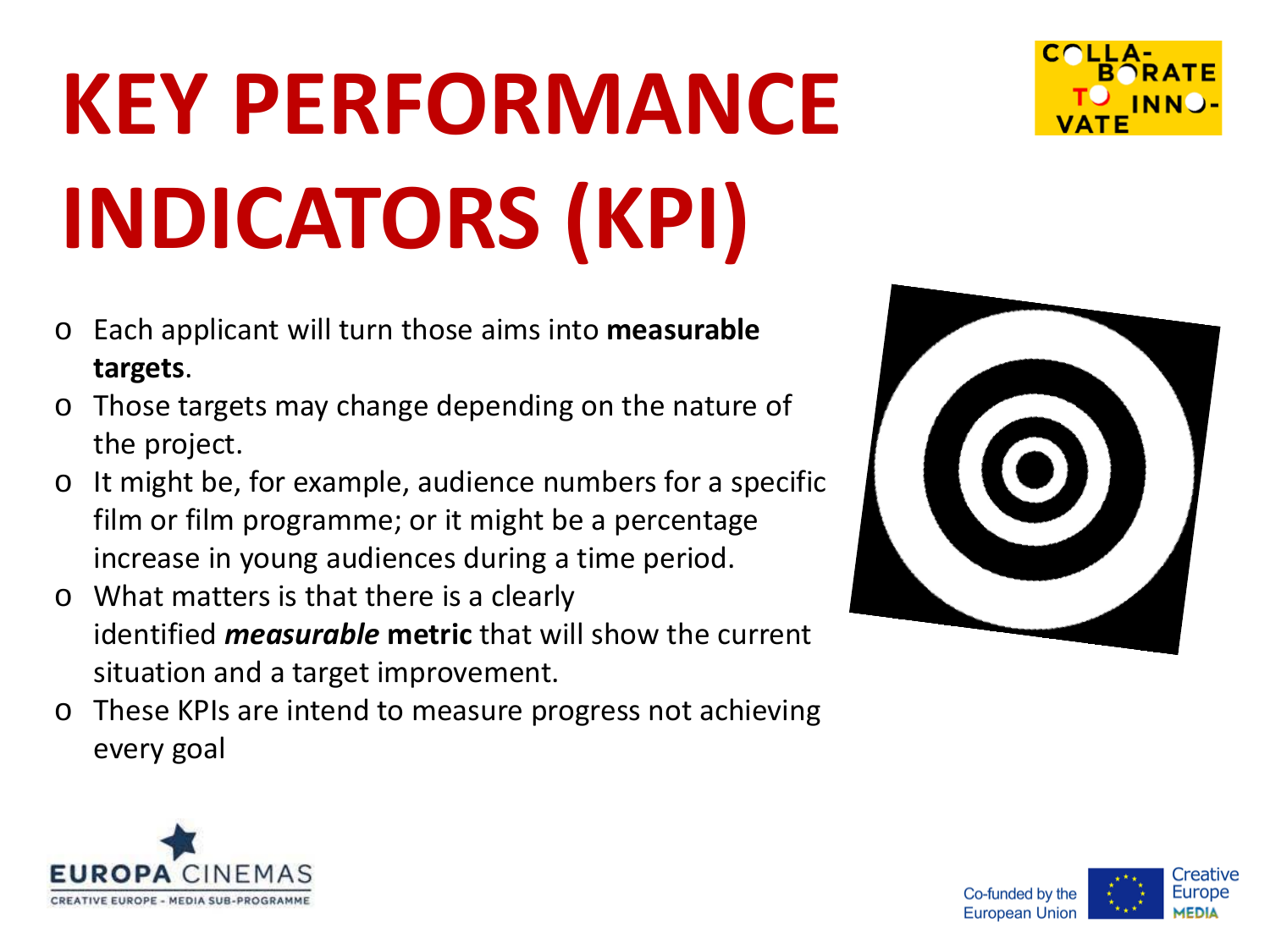# KEY PERFORMANCE INDICATORS (KPI)

- Each applicant will turn those aims into **measurable targets**.
- Those targets may change depending on the nature of the project.
- It might be, for example, audience numbers for a specific film or film programme; or it might be a percentage increase in young audiences during a time period.
- What matters is that there is a clearly identified ***measurable*** **metric** that will show the current situation and a target improvement.
- These KPIs are intend to measure progress not achieving every goal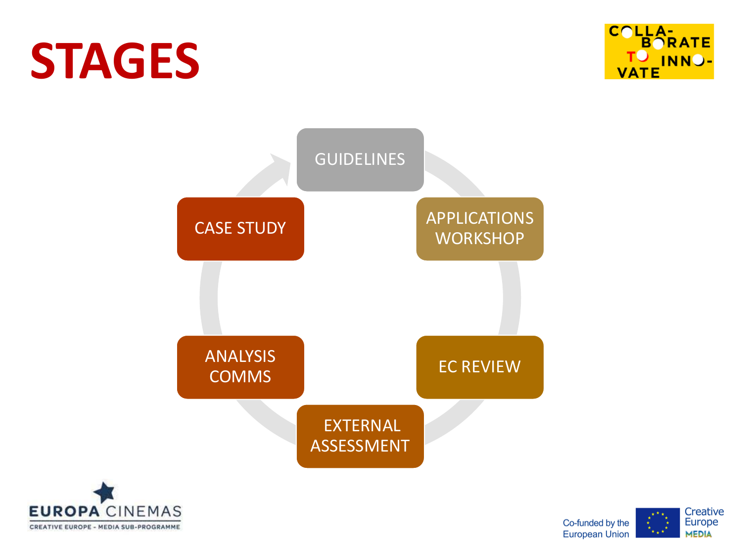# STAGES

- GUIDELINES
- APPLICATIONS WORKSHOP
- EC REVIEW
- EXTERNAL ASSESSMENT
- ANALYSIS COMMS
- CASE STUDY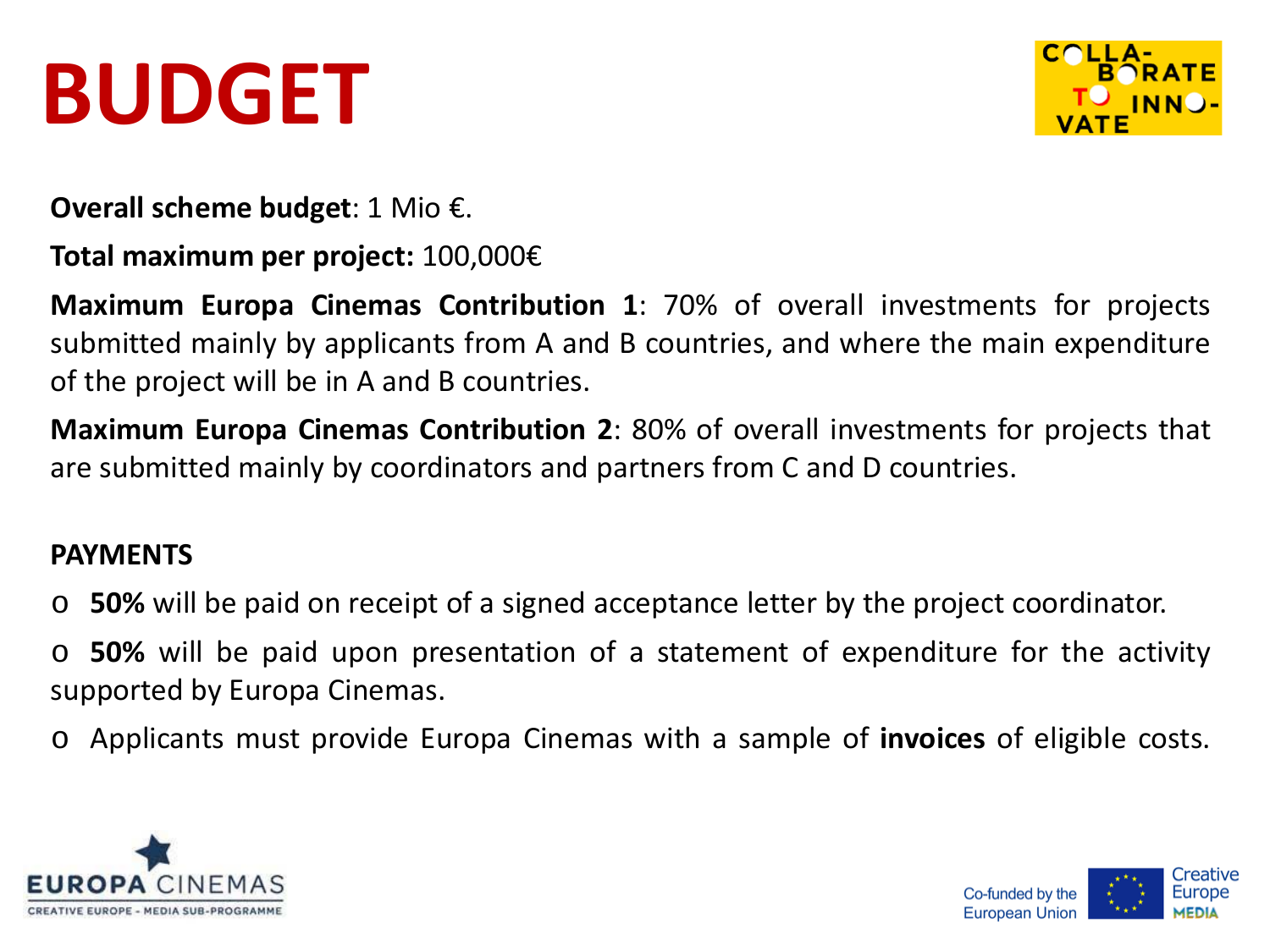# BUDGET

**Overall scheme budget**: 1 Mio €.

**Total maximum per project:** 100,000€

**Maximum Europa Cinemas Contribution 1**: 70% of overall investments for projects submitted mainly by applicants from A and B countries, and where the main expenditure of the project will be in A and B countries.

**Maximum Europa Cinemas Contribution 2**: 80% of overall investments for projects that are submitted mainly by coordinators and partners from C and D countries.

**PAYMENTS**

- **50%** will be paid on receipt of a signed acceptance letter by the project coordinator.
- **50%** will be paid upon presentation of a statement of expenditure for the activity supported by Europa Cinemas.
- Applicants must provide Europa Cinemas with a sample of **invoices** of eligible costs.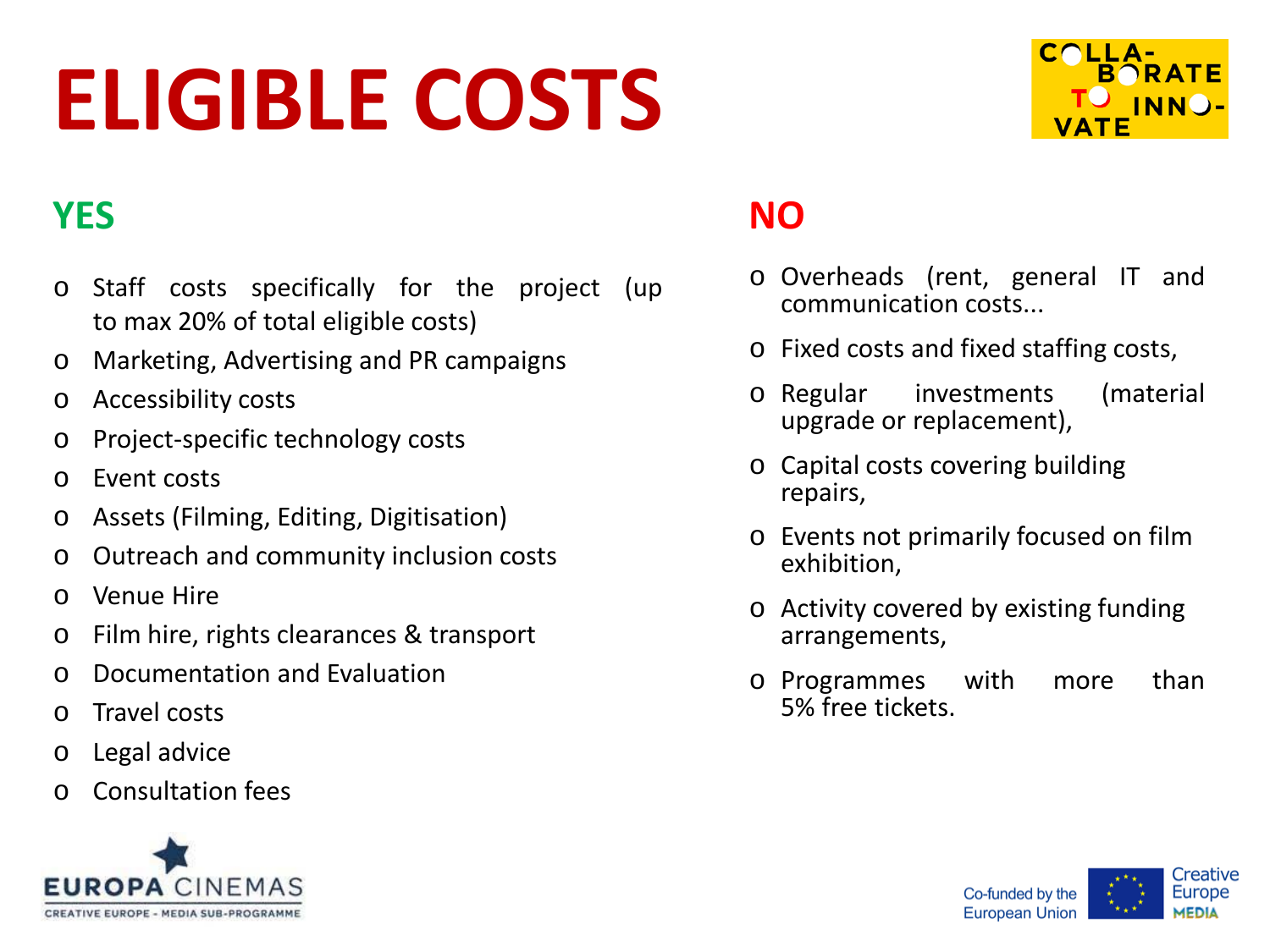# ELIGIBLE COSTS

## YES

- Staff costs specifically for the project (up to max 20% of total eligible costs)
- Marketing, Advertising and PR campaigns
- Accessibility costs
- Project-specific technology costs
- Event costs
- Assets (Filming, Editing, Digitisation)
- Outreach and community inclusion costs
- Venue Hire
- Film hire, rights clearances & transport
- Documentation and Evaluation
- Travel costs
- Legal advice
- Consultation fees

## NO

- Overheads (rent, general IT and communication costs...
- Fixed costs and fixed staffing costs,
- Regular investments (material upgrade or replacement),
- Capital costs covering building repairs,
- Events not primarily focused on film exhibition,
- Activity covered by existing funding arrangements,
- Programmes with more than 5% free tickets.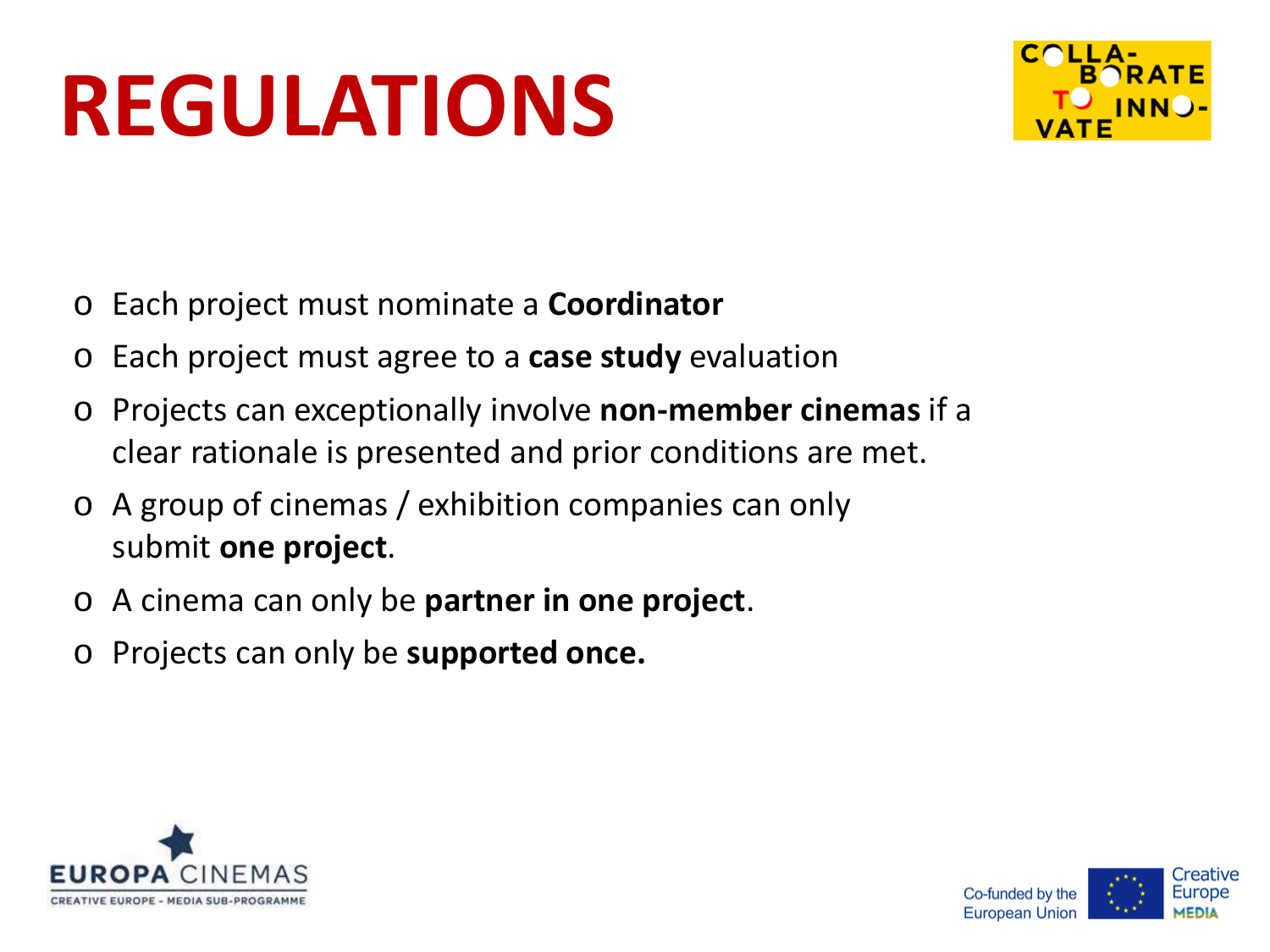# REGULATIONS

- Each project must nominate a **Coordinator**
- Each project must agree to a **case study** evaluation
- Projects can exceptionally involve **non-member cinemas** if a clear rationale is presented and prior conditions are met.
- A group of cinemas / exhibition companies can only submit **one project**.
- A cinema can only be **partner in one project**.
- Projects can only be **supported once.**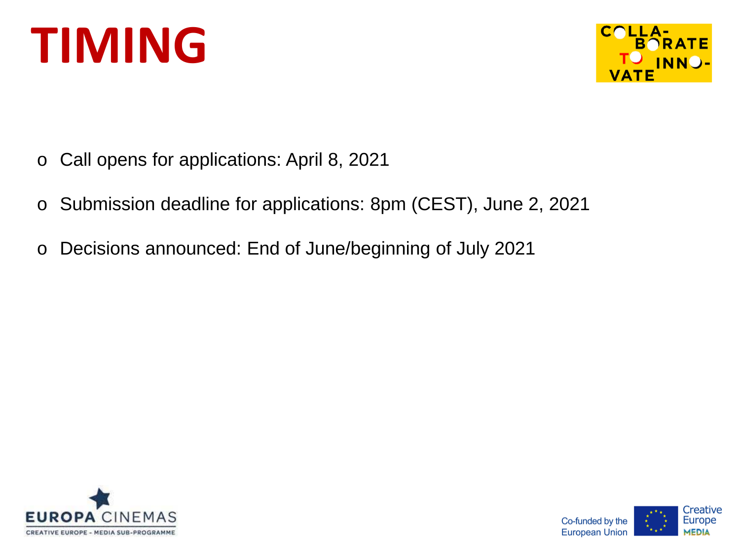# TIMING

- Call opens for applications: April 8, 2021
- Submission deadline for applications: 8pm (CEST), June 2, 2021
- Decisions announced: End of June/beginning of July 2021